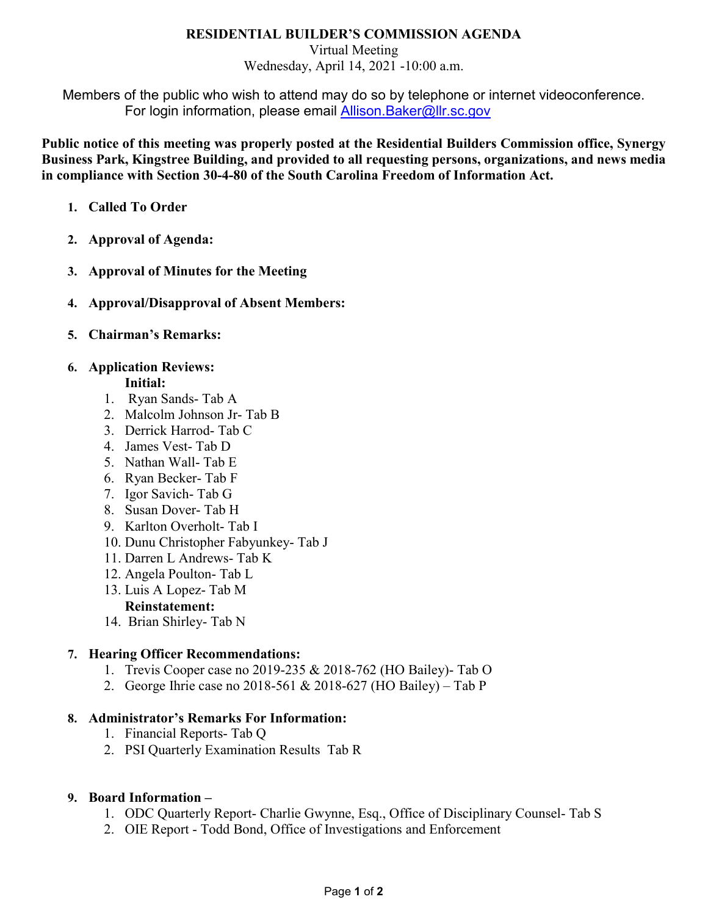# RESIDENTIAL BUILDER'S COMMISSION AGENDA

Virtual Meeting
Wednesday, April 14, 2021 -10:00 a.m.

Members of the public who wish to attend may do so by telephone or internet videoconference. For login information, please email Allison.Baker@llr.sc.gov

**Public notice of this meeting was properly posted at the Residential Builders Commission office, Synergy Business Park, Kingstree Building, and provided to all requesting persons, organizations, and news media in compliance with Section 30-4-80 of the South Carolina Freedom of Information Act.**

1. **Called To Order**

2. **Approval of Agenda:**

3. **Approval of Minutes for the Meeting**

4. **Approval/Disapproval of Absent Members:**

5. **Chairman's Remarks:**

6. **Application Reviews:**

   **Initial:**

   1. Ryan Sands- Tab A
   2. Malcolm Johnson Jr- Tab B
   3. Derrick Harrod- Tab C
   4. James Vest- Tab D
   5. Nathan Wall- Tab E
   6. Ryan Becker- Tab F
   7. Igor Savich- Tab G
   8. Susan Dover- Tab H
   9. Karlton Overholt- Tab I
   10. Dunu Christopher Fabyunkey- Tab J
   11. Darren L Andrews- Tab K
   12. Angela Poulton- Tab L
   13. Luis A Lopez- Tab M

   **Reinstatement:**

   14. Brian Shirley- Tab N

7. **Hearing Officer Recommendations:**
   1. Trevis Cooper case no 2019-235 & 2018-762 (HO Bailey)- Tab O
   2. George Ihrie case no 2018-561 & 2018-627 (HO Bailey) – Tab P

8. **Administrator's Remarks For Information:**
   1. Financial Reports- Tab Q
   2. PSI Quarterly Examination Results Tab R

9. **Board Information –**
   1. ODC Quarterly Report- Charlie Gwynne, Esq., Office of Disciplinary Counsel- Tab S
   2. OIE Report - Todd Bond, Office of Investigations and Enforcement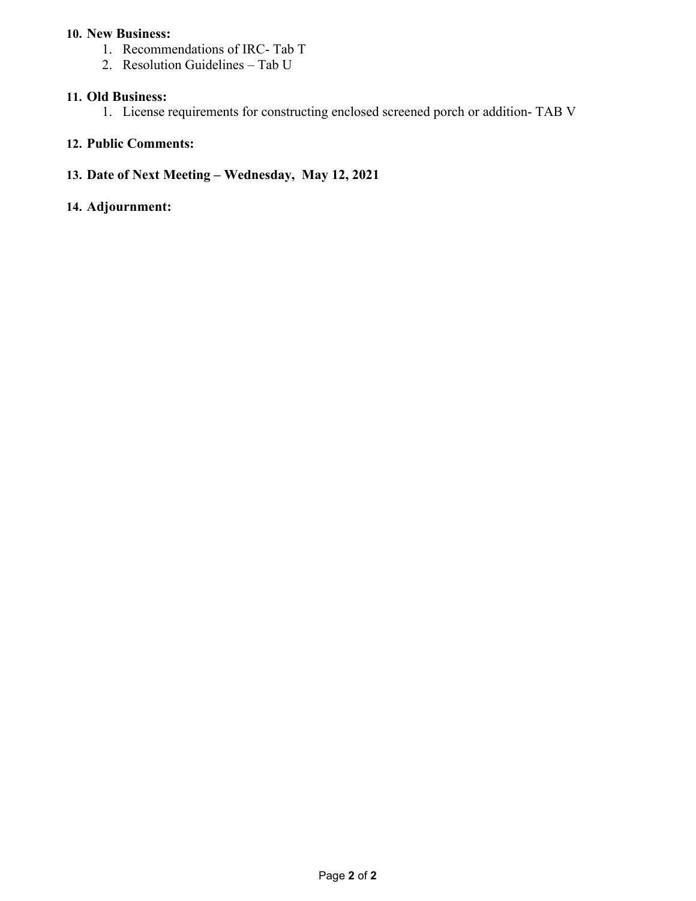**10. New Business:**

1. Recommendations of IRC- Tab T
2. Resolution Guidelines – Tab U

**11. Old Business:**

1. License requirements for constructing enclosed screened porch or addition- TAB V

**12. Public Comments:**

**13. Date of Next Meeting – Wednesday, May 12, 2021**

**14. Adjournment:**